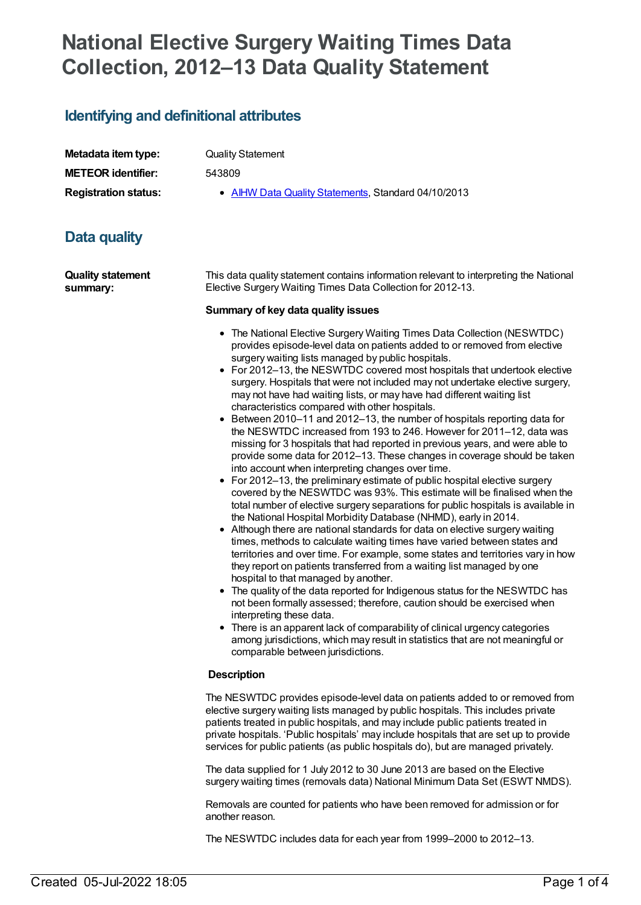# National Elective Surgery Waiting Times Data Collection, 2012–13 Data Quality Statement

## Identifying and definitional attributes

**Metadata item type:** Quality Statement

**METEOR identifier:** 543809

**Registration status:**

- AIHW Data Quality Statements, Standard 04/10/2013

## Data quality

**Quality statement summary:**

This data quality statement contains information relevant to interpreting the National Elective Surgery Waiting Times Data Collection for 2012-13.

**Summary of key data quality issues**

- The National Elective Surgery Waiting Times Data Collection (NESWTDC) provides episode-level data on patients added to or removed from elective surgery waiting lists managed by public hospitals.
- For 2012–13, the NESWTDC covered most hospitals that undertook elective surgery. Hospitals that were not included may not undertake elective surgery, may not have had waiting lists, or may have had different waiting list characteristics compared with other hospitals.
- Between 2010–11 and 2012–13, the number of hospitals reporting data for the NESWTDC increased from 193 to 246. However for 2011–12, data was missing for 3 hospitals that had reported in previous years, and were able to provide some data for 2012–13. These changes in coverage should be taken into account when interpreting changes over time.
- For 2012–13, the preliminary estimate of public hospital elective surgery covered by the NESWTDC was 93%. This estimate will be finalised when the total number of elective surgery separations for public hospitals is available in the National Hospital Morbidity Database (NHMD), early in 2014.
- Although there are national standards for data on elective surgery waiting times, methods to calculate waiting times have varied between states and territories and over time. For example, some states and territories vary in how they report on patients transferred from a waiting list managed by one hospital to that managed by another.
- The quality of the data reported for Indigenous status for the NESWTDC has not been formally assessed; therefore, caution should be exercised when interpreting these data.
- There is an apparent lack of comparability of clinical urgency categories among jurisdictions, which may result in statistics that are not meaningful or comparable between jurisdictions.

**Description**

The NESWTDC provides episode-level data on patients added to or removed from elective surgery waiting lists managed by public hospitals. This includes private patients treated in public hospitals, and may include public patients treated in private hospitals. 'Public hospitals' may include hospitals that are set up to provide services for public patients (as public hospitals do), but are managed privately.

The data supplied for 1 July 2012 to 30 June 2013 are based on the Elective surgery waiting times (removals data) National Minimum Data Set (ESWT NMDS).

Removals are counted for patients who have been removed for admission or for another reason.

The NESWTDC includes data for each year from 1999–2000 to 2012–13.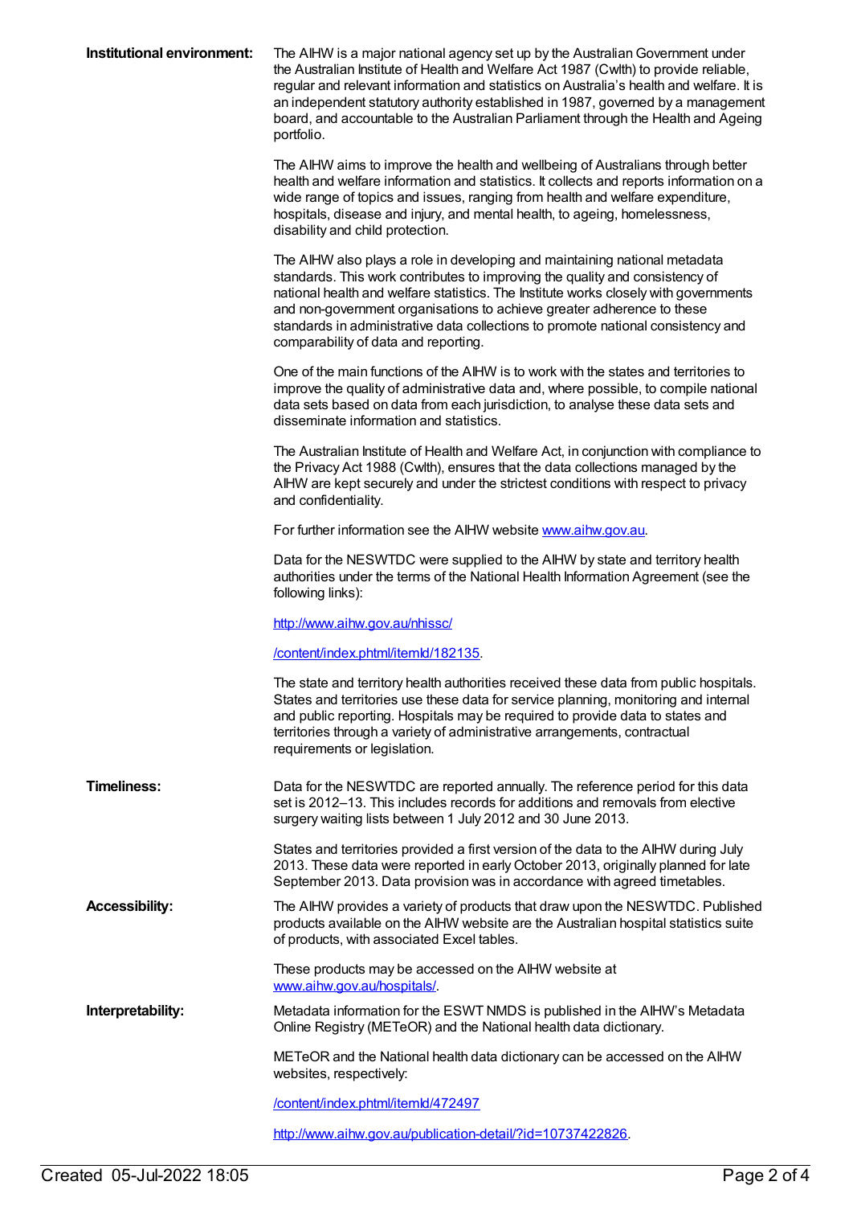**Institutional environment:**

The AIHW is a major national agency set up by the Australian Government under the Australian Institute of Health and Welfare Act 1987 (Cwlth) to provide reliable, regular and relevant information and statistics on Australia's health and welfare. It is an independent statutory authority established in 1987, governed by a management board, and accountable to the Australian Parliament through the Health and Ageing portfolio.

The AIHW aims to improve the health and wellbeing of Australians through better health and welfare information and statistics. It collects and reports information on a wide range of topics and issues, ranging from health and welfare expenditure, hospitals, disease and injury, and mental health, to ageing, homelessness, disability and child protection.

The AIHW also plays a role in developing and maintaining national metadata standards. This work contributes to improving the quality and consistency of national health and welfare statistics. The Institute works closely with governments and non-government organisations to achieve greater adherence to these standards in administrative data collections to promote national consistency and comparability of data and reporting.

One of the main functions of the AIHW is to work with the states and territories to improve the quality of administrative data and, where possible, to compile national data sets based on data from each jurisdiction, to analyse these data sets and disseminate information and statistics.

The Australian Institute of Health and Welfare Act, in conjunction with compliance to the Privacy Act 1988 (Cwlth), ensures that the data collections managed by the AIHW are kept securely and under the strictest conditions with respect to privacy and confidentiality.

For further information see the AIHW website [www.aihw.gov.au](www.aihw.gov.au).

Data for the NESWTDC were supplied to the AIHW by state and territory health authorities under the terms of the National Health Information Agreement (see the following links):

[http://www.aihw.gov.au/nhissc/](http://www.aihw.gov.au/nhissc/)

[/content/index.phtml/itemId/182135](/content/index.phtml/itemId/182135).

The state and territory health authorities received these data from public hospitals. States and territories use these data for service planning, monitoring and internal and public reporting. Hospitals may be required to provide data to states and territories through a variety of administrative arrangements, contractual requirements or legislation.

**Timeliness:**

Data for the NESWTDC are reported annually. The reference period for this data set is 2012–13. This includes records for additions and removals from elective surgery waiting lists between 1 July 2012 and 30 June 2013.

States and territories provided a first version of the data to the AIHW during July 2013. These data were reported in early October 2013, originally planned for late September 2013. Data provision was in accordance with agreed timetables.

**Accessibility:**

The AIHW provides a variety of products that draw upon the NESWTDC. Published products available on the AIHW website are the Australian hospital statistics suite of products, with associated Excel tables.

These products may be accessed on the AIHW website at [www.aihw.gov.au/hospitals/](www.aihw.gov.au/hospitals/).

**Interpretability:**

Metadata information for the ESWT NMDS is published in the AIHW's Metadata Online Registry (METeOR) and the National health data dictionary.

METeOR and the National health data dictionary can be accessed on the AIHW websites, respectively:

[/content/index.phtml/itemId/472497](/content/index.phtml/itemId/472497)

[http://www.aihw.gov.au/publication-detail/?id=10737422826](http://www.aihw.gov.au/publication-detail/?id=10737422826).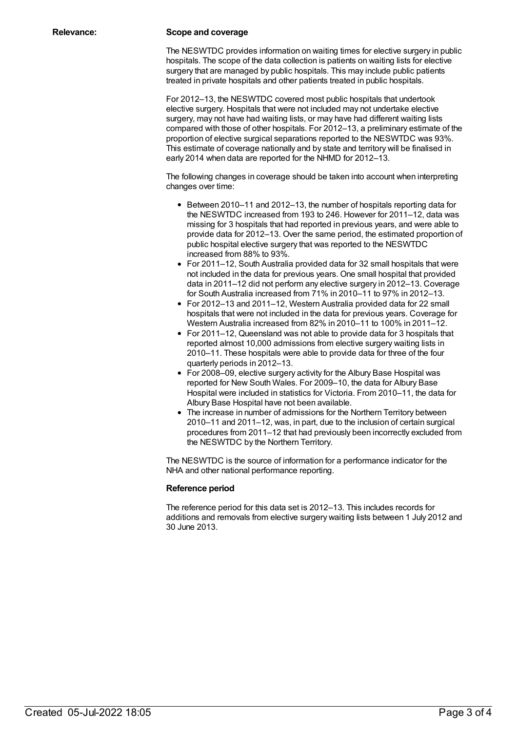**Relevance:**

**Scope and coverage**

The NESWTDC provides information on waiting times for elective surgery in public hospitals. The scope of the data collection is patients on waiting lists for elective surgery that are managed by public hospitals. This may include public patients treated in private hospitals and other patients treated in public hospitals.

For 2012–13, the NESWTDC covered most public hospitals that undertook elective surgery. Hospitals that were not included may not undertake elective surgery, may not have had waiting lists, or may have had different waiting lists compared with those of other hospitals. For 2012–13, a preliminary estimate of the proportion of elective surgical separations reported to the NESWTDC was 93%. This estimate of coverage nationally and by state and territory will be finalised in early 2014 when data are reported for the NHMD for 2012–13.

The following changes in coverage should be taken into account when interpreting changes over time:

- Between 2010–11 and 2012–13, the number of hospitals reporting data for the NESWTDC increased from 193 to 246. However for 2011–12, data was missing for 3 hospitals that had reported in previous years, and were able to provide data for 2012–13. Over the same period, the estimated proportion of public hospital elective surgery that was reported to the NESWTDC increased from 88% to 93%.
- For 2011–12, South Australia provided data for 32 small hospitals that were not included in the data for previous years. One small hospital that provided data in 2011–12 did not perform any elective surgery in 2012–13. Coverage for South Australia increased from 71% in 2010–11 to 97% in 2012–13.
- For 2012–13 and 2011–12, Western Australia provided data for 22 small hospitals that were not included in the data for previous years. Coverage for Western Australia increased from 82% in 2010–11 to 100% in 2011–12.
- For 2011–12, Queensland was not able to provide data for 3 hospitals that reported almost 10,000 admissions from elective surgery waiting lists in 2010–11. These hospitals were able to provide data for three of the four quarterly periods in 2012–13.
- For 2008–09, elective surgery activity for the Albury Base Hospital was reported for New South Wales. For 2009–10, the data for Albury Base Hospital were included in statistics for Victoria. From 2010–11, the data for Albury Base Hospital have not been available.
- The increase in number of admissions for the Northern Territory between 2010–11 and 2011–12, was, in part, due to the inclusion of certain surgical procedures from 2011–12 that had previously been incorrectly excluded from the NESWTDC by the Northern Territory.

The NESWTDC is the source of information for a performance indicator for the NHA and other national performance reporting.

**Reference period**

The reference period for this data set is 2012–13. This includes records for additions and removals from elective surgery waiting lists between 1 July 2012 and 30 June 2013.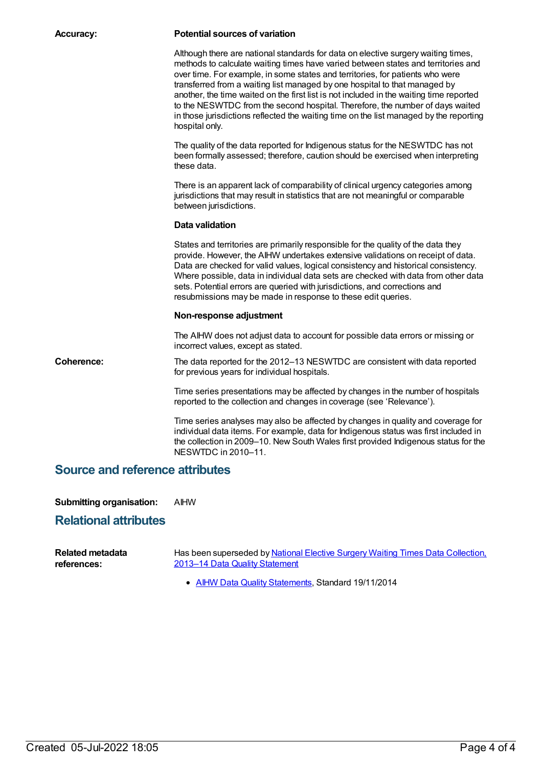**Accuracy:**

**Potential sources of variation**

Although there are national standards for data on elective surgery waiting times, methods to calculate waiting times have varied between states and territories and over time. For example, in some states and territories, for patients who were transferred from a waiting list managed by one hospital to that managed by another, the time waited on the first list is not included in the waiting time reported to the NESWTDC from the second hospital. Therefore, the number of days waited in those jurisdictions reflected the waiting time on the list managed by the reporting hospital only.

The quality of the data reported for Indigenous status for the NESWTDC has not been formally assessed; therefore, caution should be exercised when interpreting these data.

There is an apparent lack of comparability of clinical urgency categories among jurisdictions that may result in statistics that are not meaningful or comparable between jurisdictions.

**Data validation**

States and territories are primarily responsible for the quality of the data they provide. However, the AIHW undertakes extensive validations on receipt of data. Data are checked for valid values, logical consistency and historical consistency. Where possible, data in individual data sets are checked with data from other data sets. Potential errors are queried with jurisdictions, and corrections and resubmissions may be made in response to these edit queries.

**Non-response adjustment**

The AIHW does not adjust data to account for possible data errors or missing or incorrect values, except as stated.

**Coherence:**

The data reported for the 2012–13 NESWTDC are consistent with data reported for previous years for individual hospitals.

Time series presentations may be affected by changes in the number of hospitals reported to the collection and changes in coverage (see 'Relevance').

Time series analyses may also be affected by changes in quality and coverage for individual data items. For example, data for Indigenous status was first included in the collection in 2009–10. New South Wales first provided Indigenous status for the NESWTDC in 2010–11.

## Source and reference attributes

**Submitting organisation:** AIHW

## Relational attributes

**Related metadata references:**

Has been superseded by National Elective Surgery Waiting Times Data Collection, 2013–14 Data Quality Statement

- AIHW Data Quality Statements, Standard 19/11/2014